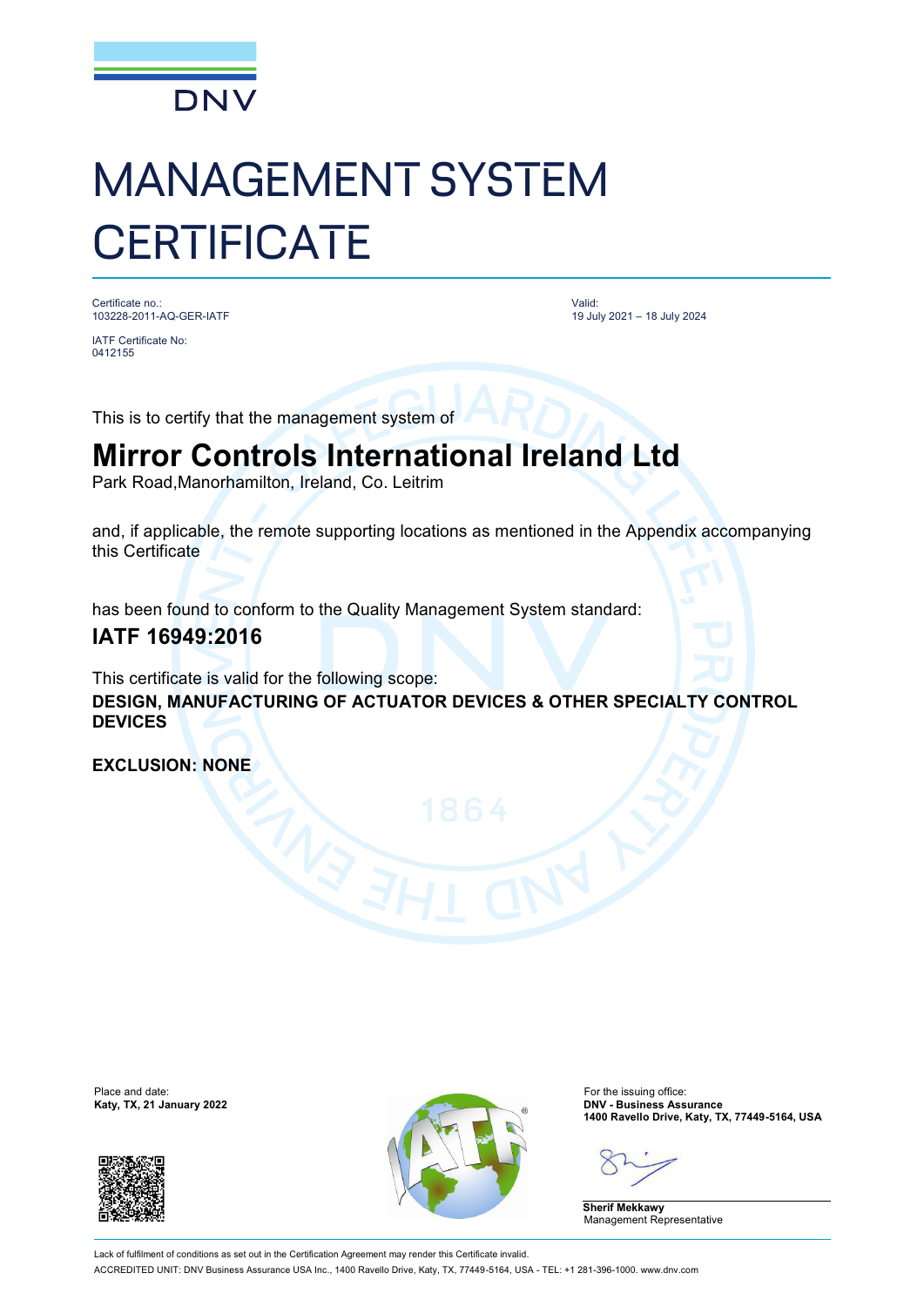DNV

# MANAGEMENT SYSTEM CERTIFICATE

Certificate no.:
103228-2011-AQ-GER-IATF

IATF Certificate No:
0412155

Valid:
19 July 2021 – 18 July 2024

This is to certify that the management system of

## Mirror Controls International Ireland Ltd

Park Road,Manorhamilton, Ireland, Co. Leitrim

and, if applicable, the remote supporting locations as mentioned in the Appendix accompanying this Certificate

has been found to conform to the Quality Management System standard:

### IATF 16949:2016

This certificate is valid for the following scope:

**DESIGN, MANUFACTURING OF ACTUATOR DEVICES & OTHER SPECIALTY CONTROL DEVICES**

**EXCLUSION: NONE**

Place and date:
**Katy, TX, 21 January 2022**

For the issuing office:
**DNV - Business Assurance**
**1400 Ravello Drive, Katy, TX, 77449-5164, USA**

**Sherif Mekkawy**
Management Representative

Lack of fulfilment of conditions as set out in the Certification Agreement may render this Certificate invalid.
ACCREDITED UNIT: DNV Business Assurance USA Inc., 1400 Ravello Drive, Katy, TX, 77449-5164, USA - TEL: +1 281-396-1000. www.dnv.com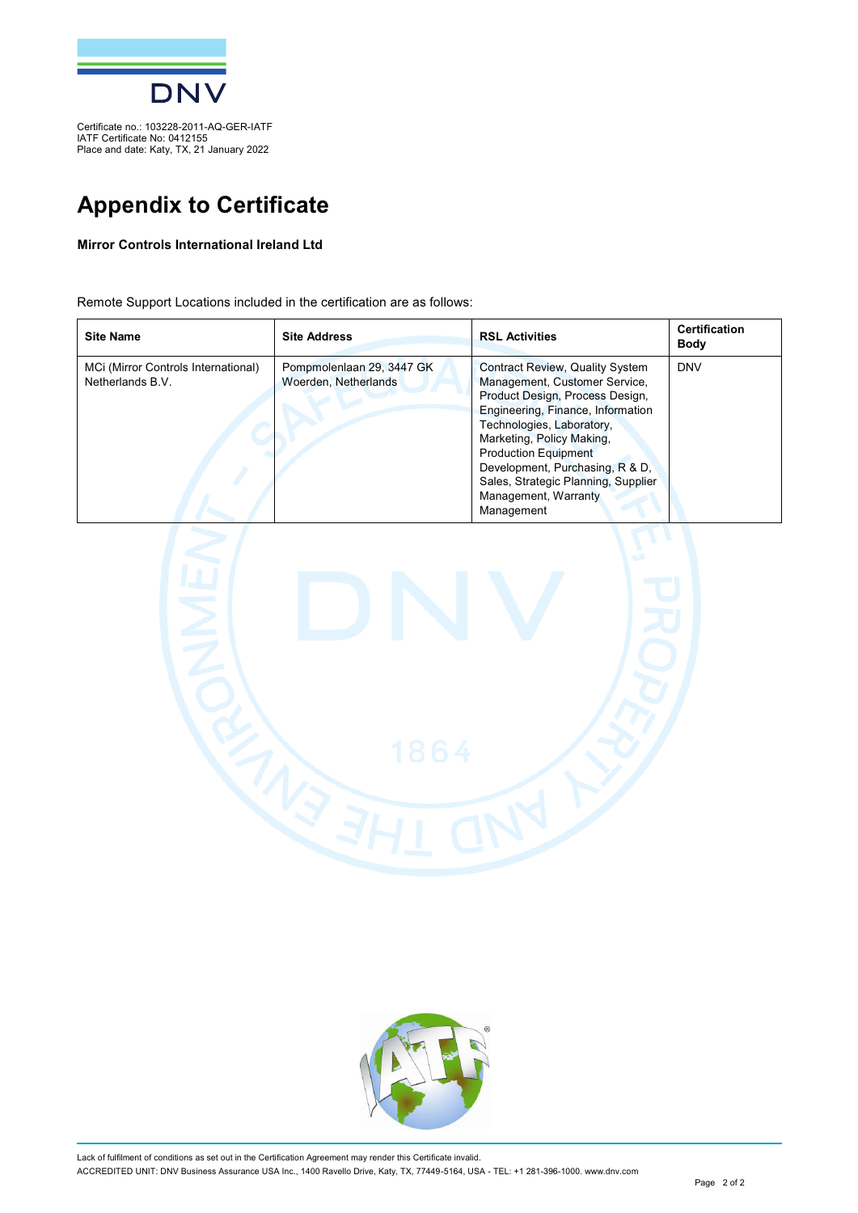Certificate no.: 103228-2011-AQ-GER-IATF
IATF Certificate No: 0412155
Place and date: Katy, TX, 21 January 2022

# Appendix to Certificate

**Mirror Controls International Ireland Ltd**

Remote Support Locations included in the certification are as follows:

| Site Name | Site Address | RSL Activities | Certification Body |
|---|---|---|---|
| MCi (Mirror Controls International) Netherlands B.V. | Pompmolenlaan 29, 3447 GK Woerden, Netherlands | Contract Review, Quality System Management, Customer Service, Product Design, Process Design, Engineering, Finance, Information Technologies, Laboratory, Marketing, Policy Making, Production Equipment Development, Purchasing, R & D, Sales, Strategic Planning, Supplier Management, Warranty Management | DNV |

Lack of fulfilment of conditions as set out in the Certification Agreement may render this Certificate invalid.

ACCREDITED UNIT: DNV Business Assurance USA Inc., 1400 Ravello Drive, Katy, TX, 77449-5164, USA - TEL: +1 281-396-1000. www.dnv.com